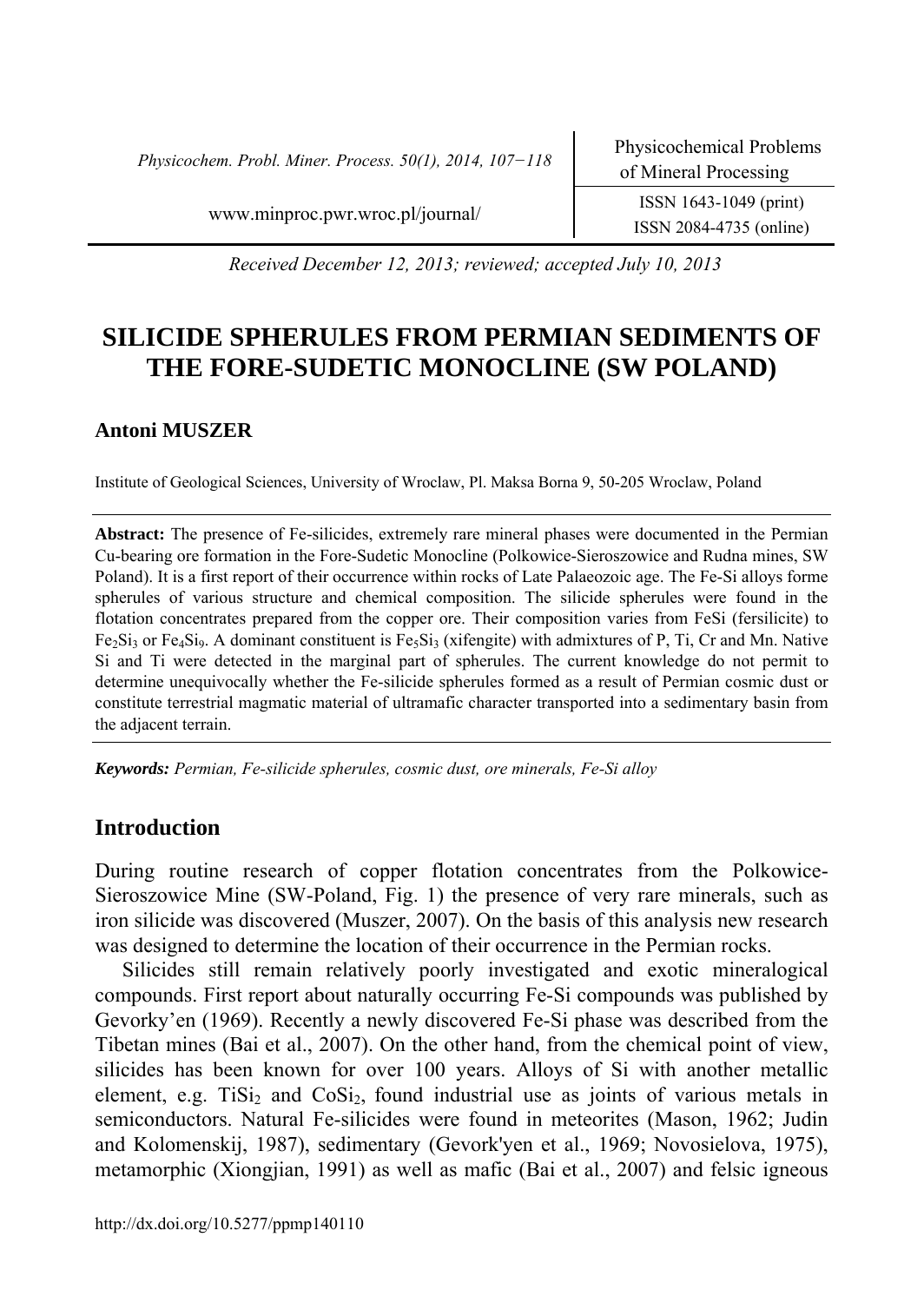Received December 12, 2013; reviewed; accepted July 10, 2013

# SILICIDE SPHERULES FROM PERMIAN SEDIMENTS OF THE FORE-SUDETIC MONOCLINE (SW POLAND)

**Antoni MUSZER**

Institute of Geological Sciences, University of Wroclaw, Pl. Maksa Borna 9, 50-205 Wroclaw, Poland

**Abstract:** The presence of Fe-silicides, extremely rare mineral phases were documented in the Permian Cu-bearing ore formation in the Fore-Sudetic Monocline (Polkowice-Sieroszowice and Rudna mines, SW Poland). It is a first report of their occurrence within rocks of Late Palaeozoic age. The Fe-Si alloys forme spherules of various structure and chemical composition. The silicide spherules were found in the flotation concentrates prepared from the copper ore. Their composition varies from FeSi (fersilicite) to $Fe_2Si_3$ or $Fe_4Si_9$. A dominant constituent is $Fe_5Si_3$ (xifengite) with admixtures of P, Ti, Cr and Mn. Native Si and Ti were detected in the marginal part of spherules. The current knowledge do not permit to determine unequivocally whether the Fe-silicide spherules formed as a result of Permian cosmic dust or constitute terrestrial magmatic material of ultramafic character transported into a sedimentary basin from the adjacent terrain.

***Keywords:*** *Permian, Fe-silicide spherules, cosmic dust, ore minerals, Fe-Si alloy*

## Introduction

During routine research of copper flotation concentrates from the Polkowice-Sieroszowice Mine (SW-Poland, Fig. 1) the presence of very rare minerals, such as iron silicide was discovered (Muszer, 2007). On the basis of this analysis new research was designed to determine the location of their occurrence in the Permian rocks.

Silicides still remain relatively poorly investigated and exotic mineralogical compounds. First report about naturally occurring Fe-Si compounds was published by Gevorky'en (1969). Recently a newly discovered Fe-Si phase was described from the Tibetan mines (Bai et al., 2007). On the other hand, from the chemical point of view, silicides has been known for over 100 years. Alloys of Si with another metallic element, e.g. $TiSi_2$ and $CoSi_2$, found industrial use as joints of various metals in semiconductors. Natural Fe-silicides were found in meteorites (Mason, 1962; Judin and Kolomenskij, 1987), sedimentary (Gevork'yen et al., 1969; Novosielova, 1975), metamorphic (Xiongjian, 1991) as well as mafic (Bai et al., 2007) and felsic igneous

http://dx.doi.org/10.5277/ppmp140110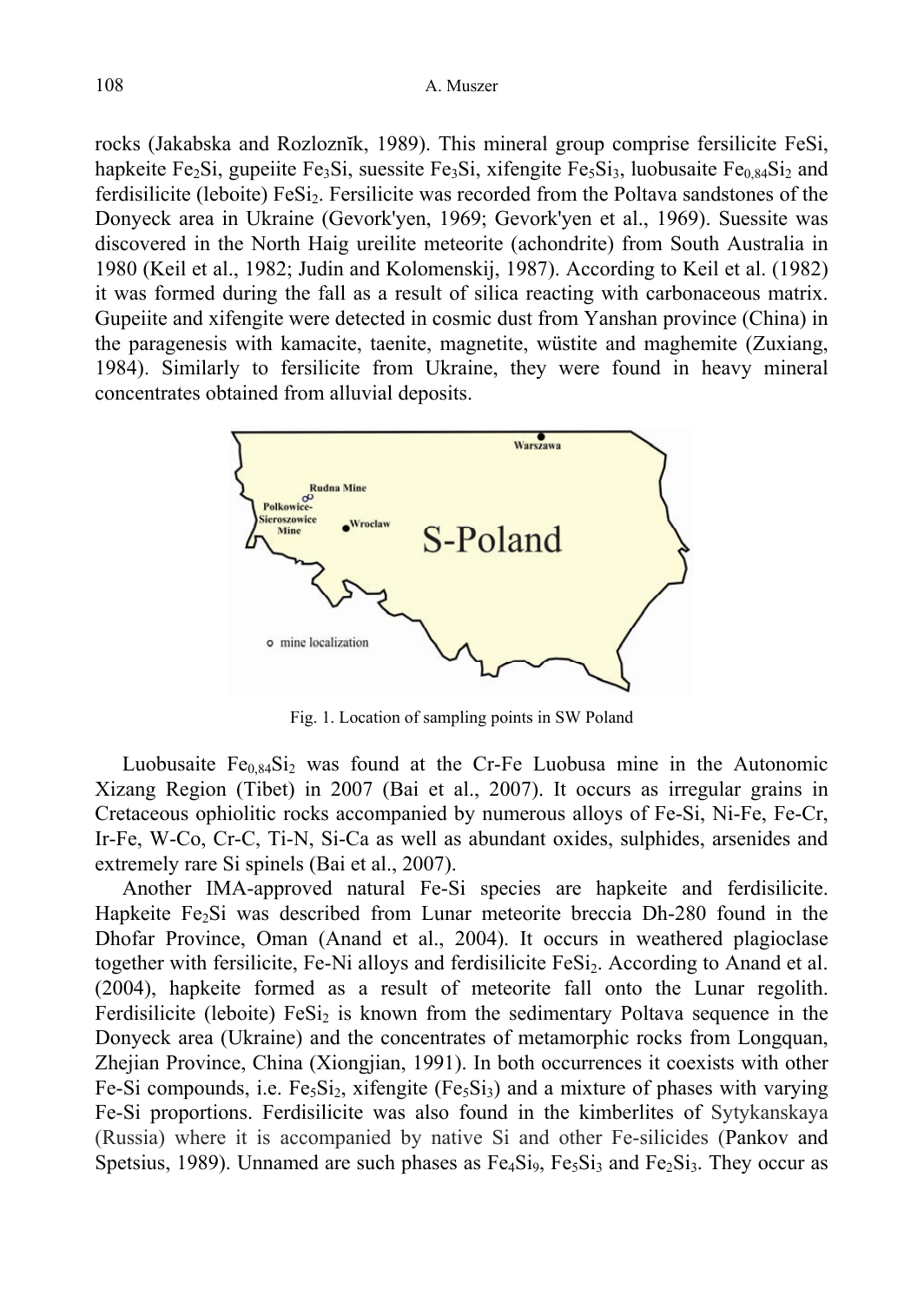rocks (Jakabska and Rozloznĭk, 1989). This mineral group comprise fersilicite FeSi, hapkeite $Fe_2Si$, gupeiite $Fe_3Si$, suessite $Fe_3Si$, xifengite $Fe_5Si_3$, luobusaite $Fe_{0,84}Si_2$ and ferdisilicite (leboite) $FeSi_2$. Fersilicite was recorded from the Poltava sandstones of the Donyeck area in Ukraine (Gevork'yen, 1969; Gevork'yen et al., 1969). Suessite was discovered in the North Haig ureilite meteorite (achondrite) from South Australia in 1980 (Keil et al., 1982; Judin and Kolomenskij, 1987). According to Keil et al. (1982) it was formed during the fall as a result of silica reacting with carbonaceous matrix. Gupeiite and xifengite were detected in cosmic dust from Yanshan province (China) in the paragenesis with kamacite, taenite, magnetite, wüstite and maghemite (Zuxiang, 1984). Similarly to fersilicite from Ukraine, they were found in heavy mineral concentrates obtained from alluvial deposits.

Fig. 1. Location of sampling points in SW Poland

Luobusaite $Fe_{0,84}Si_2$ was found at the Cr-Fe Luobusa mine in the Autonomic Xizang Region (Tibet) in 2007 (Bai et al., 2007). It occurs as irregular grains in Cretaceous ophiolitic rocks accompanied by numerous alloys of Fe-Si, Ni-Fe, Fe-Cr, Ir-Fe, W-Co, Cr-C, Ti-N, Si-Ca as well as abundant oxides, sulphides, arsenides and extremely rare Si spinels (Bai et al., 2007).

Another IMA-approved natural Fe-Si species are hapkeite and ferdisilicite. Hapkeite $Fe_2Si$ was described from Lunar meteorite breccia Dh-280 found in the Dhofar Province, Oman (Anand et al., 2004). It occurs in weathered plagioclase together with fersilicite, Fe-Ni alloys and ferdisilicite $FeSi_2$. According to Anand et al. (2004), hapkeite formed as a result of meteorite fall onto the Lunar regolith. Ferdisilicite (leboite) $FeSi_2$ is known from the sedimentary Poltava sequence in the Donyeck area (Ukraine) and the concentrates of metamorphic rocks from Longquan, Zhejian Province, China (Xiongjian, 1991). In both occurrences it coexists with other Fe-Si compounds, i.e. $Fe_5Si_2$, xifengite ($Fe_5Si_3$) and a mixture of phases with varying Fe-Si proportions. Ferdisilicite was also found in the kimberlites of Sytykanskaya (Russia) where it is accompanied by native Si and other Fe-silicides (Pankov and Spetsius, 1989). Unnamed are such phases as $Fe_4Si_9$, $Fe_5Si_3$ and $Fe_2Si_3$. They occur as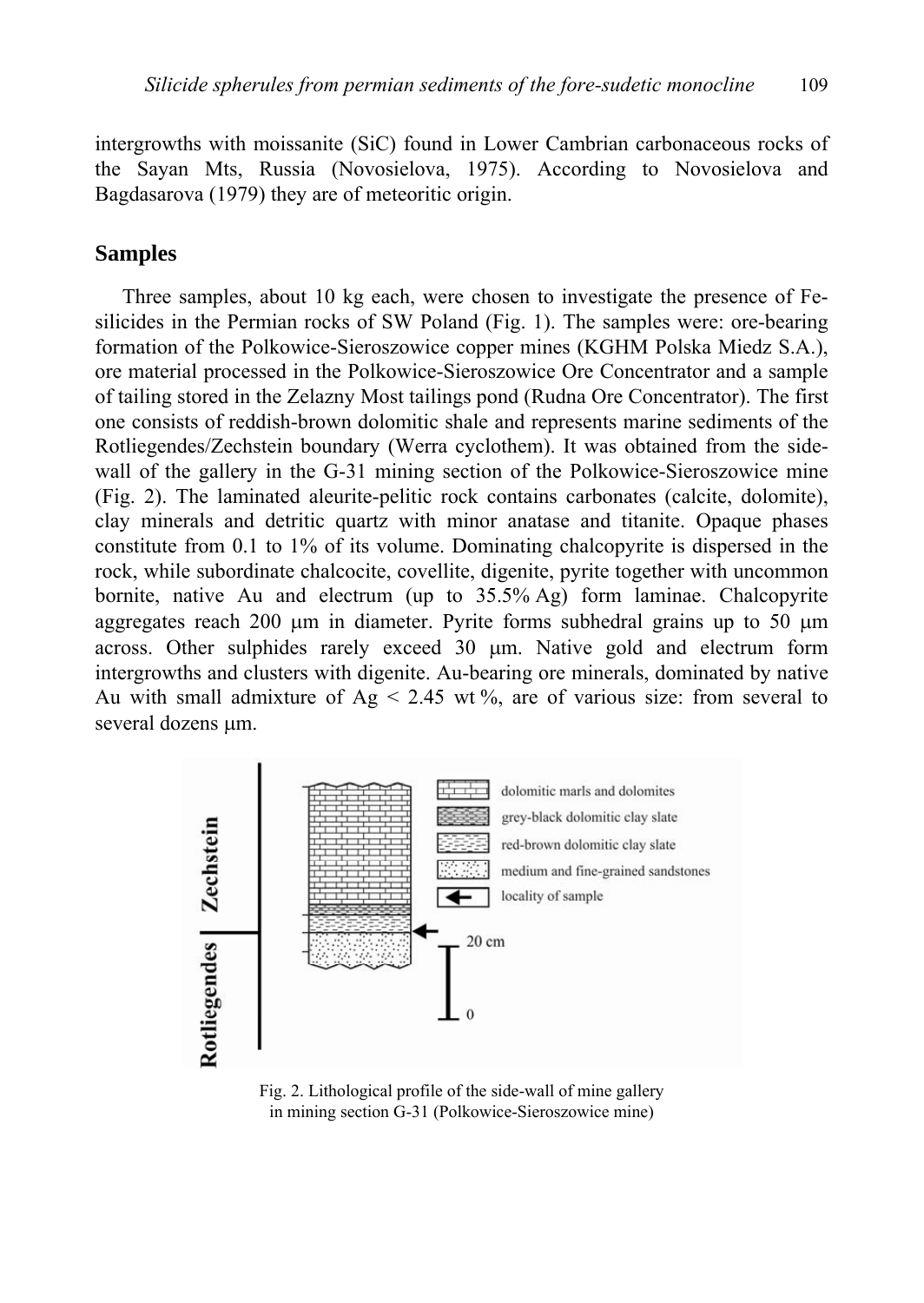intergrowths with moissanite (SiC) found in Lower Cambrian carbonaceous rocks of the Sayan Mts, Russia (Novosielova, 1975). According to Novosielova and Bagdasarova (1979) they are of meteoritic origin.

## Samples

Three samples, about 10 kg each, were chosen to investigate the presence of Fe-silicides in the Permian rocks of SW Poland (Fig. 1). The samples were: ore-bearing formation of the Polkowice-Sieroszowice copper mines (KGHM Polska Miedz S.A.), ore material processed in the Polkowice-Sieroszowice Ore Concentrator and a sample of tailing stored in the Zelazny Most tailings pond (Rudna Ore Concentrator). The first one consists of reddish-brown dolomitic shale and represents marine sediments of the Rotliegendes/Zechstein boundary (Werra cyclothem). It was obtained from the side-wall of the gallery in the G-31 mining section of the Polkowice-Sieroszowice mine (Fig. 2). The laminated aleurite-pelitic rock contains carbonates (calcite, dolomite), clay minerals and detritic quartz with minor anatase and titanite. Opaque phases constitute from 0.1 to 1% of its volume. Dominating chalcopyrite is dispersed in the rock, while subordinate chalcocite, covellite, digenite, pyrite together with uncommon bornite, native Au and electrum (up to 35.5% Ag) form laminae. Chalcopyrite aggregates reach 200 μm in diameter. Pyrite forms subhedral grains up to 50 μm across. Other sulphides rarely exceed 30 μm. Native gold and electrum form intergrowths and clusters with digenite. Au-bearing ore minerals, dominated by native Au with small admixture of Ag < 2.45 wt %, are of various size: from several to several dozens μm.

Fig. 2. Lithological profile of the side-wall of mine gallery in mining section G-31 (Polkowice-Sieroszowice mine)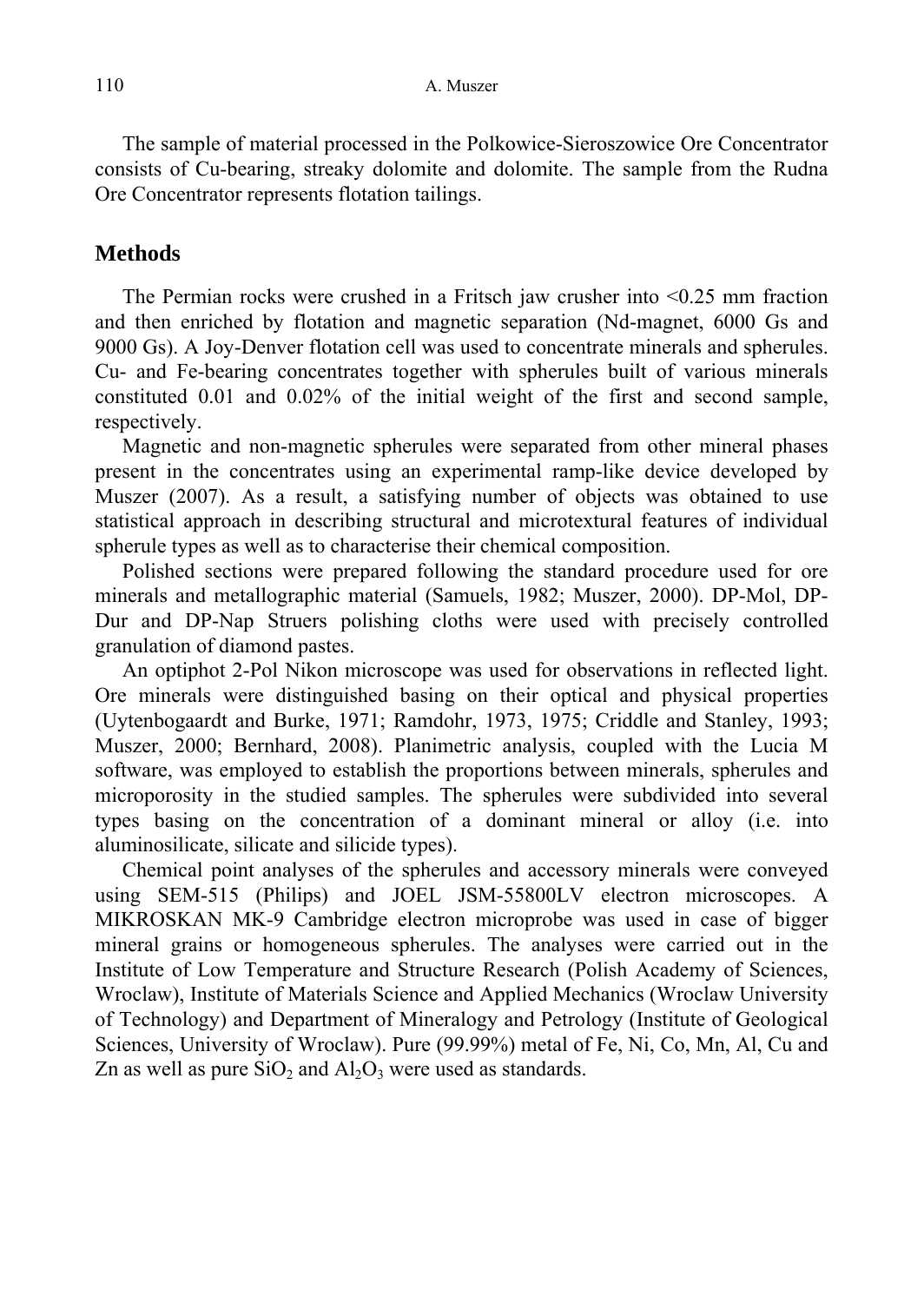The sample of material processed in the Polkowice-Sieroszowice Ore Concentrator consists of Cu-bearing, streaky dolomite and dolomite. The sample from the Rudna Ore Concentrator represents flotation tailings.

## Methods

The Permian rocks were crushed in a Fritsch jaw crusher into <0.25 mm fraction and then enriched by flotation and magnetic separation (Nd-magnet, 6000 Gs and 9000 Gs). A Joy-Denver flotation cell was used to concentrate minerals and spherules. Cu- and Fe-bearing concentrates together with spherules built of various minerals constituted 0.01 and 0.02% of the initial weight of the first and second sample, respectively.

Magnetic and non-magnetic spherules were separated from other mineral phases present in the concentrates using an experimental ramp-like device developed by Muszer (2007). As a result, a satisfying number of objects was obtained to use statistical approach in describing structural and microtextural features of individual spherule types as well as to characterise their chemical composition.

Polished sections were prepared following the standard procedure used for ore minerals and metallographic material (Samuels, 1982; Muszer, 2000). DP-Mol, DP-Dur and DP-Nap Struers polishing cloths were used with precisely controlled granulation of diamond pastes.

An optiphot 2-Pol Nikon microscope was used for observations in reflected light. Ore minerals were distinguished basing on their optical and physical properties (Uytenbogaardt and Burke, 1971; Ramdohr, 1973, 1975; Criddle and Stanley, 1993; Muszer, 2000; Bernhard, 2008). Planimetric analysis, coupled with the Lucia M software, was employed to establish the proportions between minerals, spherules and microporosity in the studied samples. The spherules were subdivided into several types basing on the concentration of a dominant mineral or alloy (i.e. into aluminosilicate, silicate and silicide types).

Chemical point analyses of the spherules and accessory minerals were conveyed using SEM-515 (Philips) and JOEL JSM-55800LV electron microscopes. A MIKROSKAN MK-9 Cambridge electron microprobe was used in case of bigger mineral grains or homogeneous spherules. The analyses were carried out in the Institute of Low Temperature and Structure Research (Polish Academy of Sciences, Wroclaw), Institute of Materials Science and Applied Mechanics (Wroclaw University of Technology) and Department of Mineralogy and Petrology (Institute of Geological Sciences, University of Wroclaw). Pure (99.99%) metal of Fe, Ni, Co, Mn, Al, Cu and Zn as well as pure $SiO_2$ and $Al_2O_3$ were used as standards.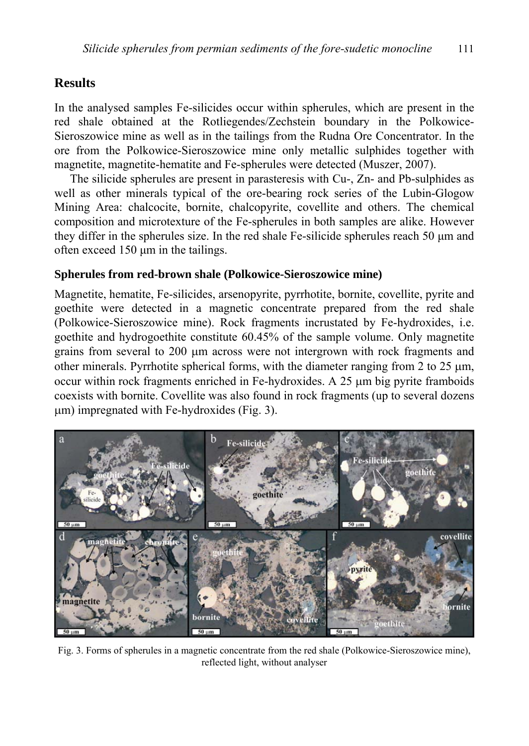## Results

In the analysed samples Fe-silicides occur within spherules, which are present in the red shale obtained at the Rotliegendes/Zechstein boundary in the Polkowice-Sieroszowice mine as well as in the tailings from the Rudna Ore Concentrator. In the ore from the Polkowice-Sieroszowice mine only metallic sulphides together with magnetite, magnetite-hematite and Fe-spherules were detected (Muszer, 2007).

The silicide spherules are present in parasteresis with Cu-, Zn- and Pb-sulphides as well as other minerals typical of the ore-bearing rock series of the Lubin-Glogow Mining Area: chalcocite, bornite, chalcopyrite, covellite and others. The chemical composition and microtexture of the Fe-spherules in both samples are alike. However they differ in the spherules size. In the red shale Fe-silicide spherules reach 50 μm and often exceed 150 μm in the tailings.

### Spherules from red-brown shale (Polkowice-Sieroszowice mine)

Magnetite, hematite, Fe-silicides, arsenopyrite, pyrrhotite, bornite, covellite, pyrite and goethite were detected in a magnetic concentrate prepared from the red shale (Polkowice-Sieroszowice mine). Rock fragments incrustated by Fe-hydroxides, i.e. goethite and hydrogoethite constitute 60.45% of the sample volume. Only magnetite grains from several to 200 μm across were not intergrown with rock fragments and other minerals. Pyrrhotite spherical forms, with the diameter ranging from 2 to 25 μm, occur within rock fragments enriched in Fe-hydroxides. A 25 μm big pyrite framboids coexists with bornite. Covellite was also found in rock fragments (up to several dozens μm) impregnated with Fe-hydroxides (Fig. 3).

Fig. 3. Forms of spherules in a magnetic concentrate from the red shale (Polkowice-Sieroszowice mine), reflected light, without analyser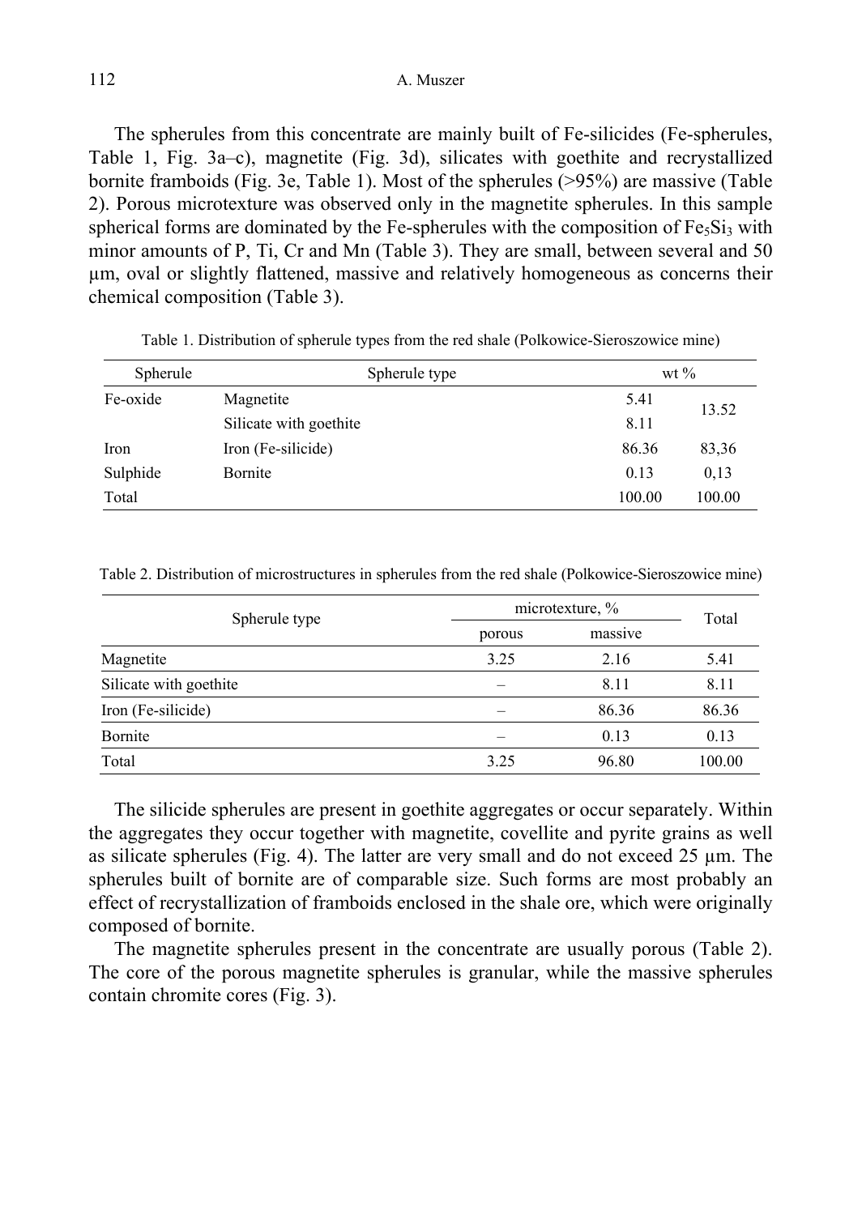The spherules from this concentrate are mainly built of Fe-silicides (Fe-spherules, Table 1, Fig. 3a–c), magnetite (Fig. 3d), silicates with goethite and recrystallized bornite framboids (Fig. 3e, Table 1). Most of the spherules (>95%) are massive (Table 2). Porous microtexture was observed only in the magnetite spherules. In this sample spherical forms are dominated by the Fe-spherules with the composition of $Fe_5Si_3$ with minor amounts of P, Ti, Cr and Mn (Table 3). They are small, between several and 50 μm, oval or slightly flattened, massive and relatively homogeneous as concerns their chemical composition (Table 3).

Table 1. Distribution of spherule types from the red shale (Polkowice-Sieroszowice mine)

| Spherule | Spherule type | wt % | |
|---|---|---|---|
| Fe-oxide | Magnetite | 5.41 | 13.52 |
| | Silicate with goethite | 8.11 | |
| Iron | Iron (Fe-silicide) | 86.36 | 83,36 |
| Sulphide | Bornite | 0.13 | 0,13 |
| Total | | 100.00 | 100.00 |

Table 2. Distribution of microstructures in spherules from the red shale (Polkowice-Sieroszowice mine)

| Spherule type | microtexture, % | | Total |
|---|---|---|---|
| | porous | massive | |
| Magnetite | 3.25 | 2.16 | 5.41 |
| Silicate with goethite | – | 8.11 | 8.11 |
| Iron (Fe-silicide) | – | 86.36 | 86.36 |
| Bornite | – | 0.13 | 0.13 |
| Total | 3.25 | 96.80 | 100.00 |

The silicide spherules are present in goethite aggregates or occur separately. Within the aggregates they occur together with magnetite, covellite and pyrite grains as well as silicate spherules (Fig. 4). The latter are very small and do not exceed 25 μm. The spherules built of bornite are of comparable size. Such forms are most probably an effect of recrystallization of framboids enclosed in the shale ore, which were originally composed of bornite.

The magnetite spherules present in the concentrate are usually porous (Table 2). The core of the porous magnetite spherules is granular, while the massive spherules contain chromite cores (Fig. 3).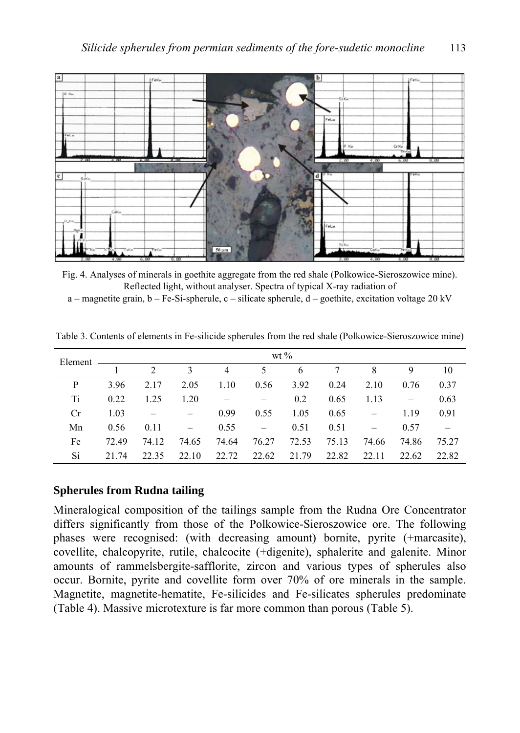Fig. 4. Analyses of minerals in goethite aggregate from the red shale (Polkowice-Sieroszowice mine). Reflected light, without analyser. Spectra of typical X-ray radiation of a – magnetite grain, b – Fe-Si-spherule, c – silicate spherule, d – goethite, excitation voltage 20 kV

Table 3. Contents of elements in Fe-silicide spherules from the red shale (Polkowice-Sieroszowice mine)

| Element | wt % | | | | | | | | | |
|---|---|---|---|---|---|---|---|---|---|---|
| | 1 | 2 | 3 | 4 | 5 | 6 | 7 | 8 | 9 | 10 |
| P | 3.96 | 2.17 | 2.05 | 1.10 | 0.56 | 3.92 | 0.24 | 2.10 | 0.76 | 0.37 |
| Ti | 0.22 | 1.25 | 1.20 | – | – | 0.2 | 0.65 | 1.13 | – | 0.63 |
| Cr | 1.03 | – | – | 0.99 | 0.55 | 1.05 | 0.65 | – | 1.19 | 0.91 |
| Mn | 0.56 | 0.11 | – | 0.55 | – | 0.51 | 0.51 | – | 0.57 | – |
| Fe | 72.49 | 74.12 | 74.65 | 74.64 | 76.27 | 72.53 | 75.13 | 74.66 | 74.86 | 75.27 |
| Si | 21.74 | 22.35 | 22.10 | 22.72 | 22.62 | 21.79 | 22.82 | 22.11 | 22.62 | 22.82 |

## Spherules from Rudna tailing

Mineralogical composition of the tailings sample from the Rudna Ore Concentrator differs significantly from those of the Polkowice-Sieroszowice ore. The following phases were recognised: (with decreasing amount) bornite, pyrite (+marcasite), covellite, chalcopyrite, rutile, chalcocite (+digenite), sphalerite and galenite. Minor amounts of rammelsbergite-safflorite, zircon and various types of spherules also occur. Bornite, pyrite and covellite form over 70% of ore minerals in the sample. Magnetite, magnetite-hematite, Fe-silicides and Fe-silicates spherules predominate (Table 4). Massive microtexture is far more common than porous (Table 5).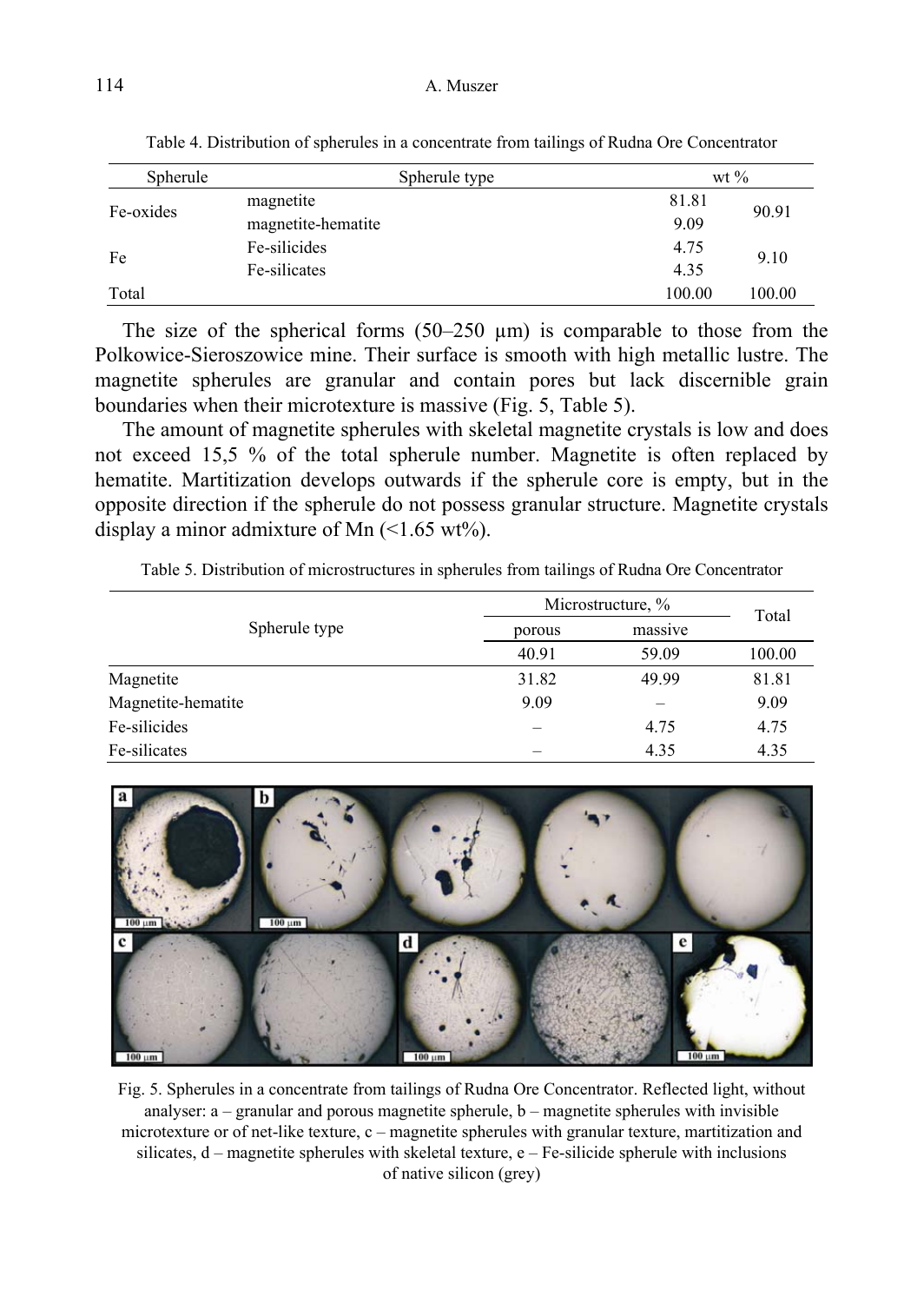Table 4. Distribution of spherules in a concentrate from tailings of Rudna Ore Concentrator

| Spherule | Spherule type | wt % | |
|---|---|---|---|
| Fe-oxides | magnetite | 81.81 | 90.91 |
| | magnetite-hematite | 9.09 | |
| Fe | Fe-silicides | 4.75 | 9.10 |
| | Fe-silicates | 4.35 | |
| Total | | 100.00 | 100.00 |

The size of the spherical forms (50–250 μm) is comparable to those from the Polkowice-Sieroszowice mine. Their surface is smooth with high metallic lustre. The magnetite spherules are granular and contain pores but lack discernible grain boundaries when their microtexture is massive (Fig. 5, Table 5).

The amount of magnetite spherules with skeletal magnetite crystals is low and does not exceed 15,5 % of the total spherule number. Magnetite is often replaced by hematite. Martitization develops outwards if the spherule core is empty, but in the opposite direction if the spherule do not possess granular structure. Magnetite crystals display a minor admixture of Mn (<1.65 wt%).

Table 5. Distribution of microstructures in spherules from tailings of Rudna Ore Concentrator

| Spherule type | Microstructure, % | | Total |
|---|---|---|---|
| | porous | massive | |
| | 40.91 | 59.09 | 100.00 |
| Magnetite | 31.82 | 49.99 | 81.81 |
| Magnetite-hematite | 9.09 | – | 9.09 |
| Fe-silicides | – | 4.75 | 4.75 |
| Fe-silicates | – | 4.35 | 4.35 |

Fig. 5. Spherules in a concentrate from tailings of Rudna Ore Concentrator. Reflected light, without analyser: a – granular and porous magnetite spherule, b – magnetite spherules with invisible microtexture or of net-like texture, c – magnetite spherules with granular texture, martitization and silicates, d – magnetite spherules with skeletal texture, e – Fe-silicide spherule with inclusions of native silicon (grey)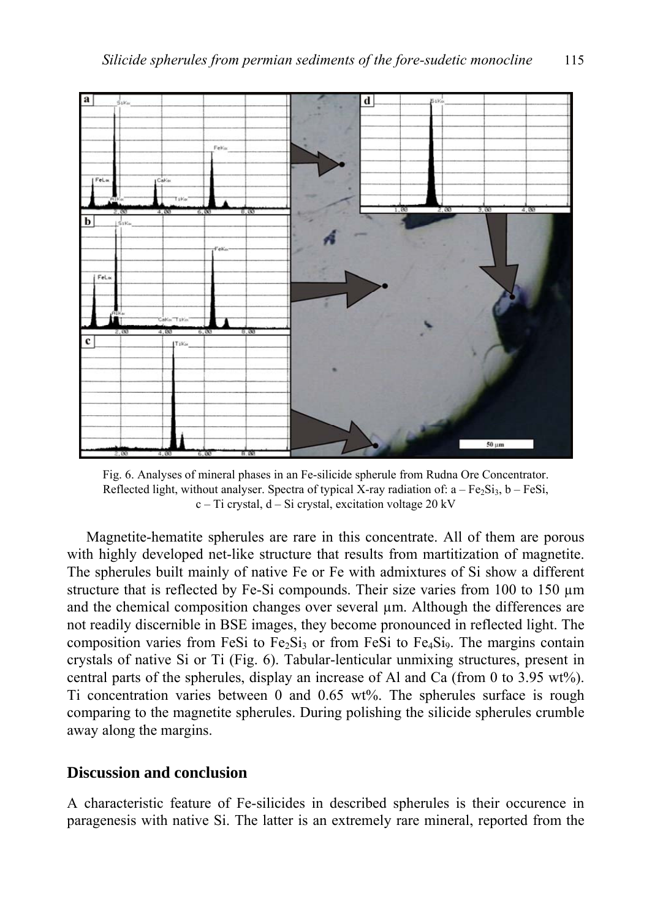Fig. 6. Analyses of mineral phases in an Fe-silicide spherule from Rudna Ore Concentrator. Reflected light, without analyser. Spectra of typical X-ray radiation of: a – $Fe_2Si_3$, b – FeSi, c – Ti crystal, d – Si crystal, excitation voltage 20 kV

Magnetite-hematite spherules are rare in this concentrate. All of them are porous with highly developed net-like structure that results from martitization of magnetite. The spherules built mainly of native Fe or Fe with admixtures of Si show a different structure that is reflected by Fe-Si compounds. Their size varies from 100 to 150 µm and the chemical composition changes over several µm. Although the differences are not readily discernible in BSE images, they become pronounced in reflected light. The composition varies from FeSi to $Fe_2Si_3$ or from FeSi to $Fe_4Si_9$. The margins contain crystals of native Si or Ti (Fig. 6). Tabular-lenticular unmixing structures, present in central parts of the spherules, display an increase of Al and Ca (from 0 to 3.95 wt%). Ti concentration varies between 0 and 0.65 wt%. The spherules surface is rough comparing to the magnetite spherules. During polishing the silicide spherules crumble away along the margins.

## Discussion and conclusion

A characteristic feature of Fe-silicides in described spherules is their occurence in paragenesis with native Si. The latter is an extremely rare mineral, reported from the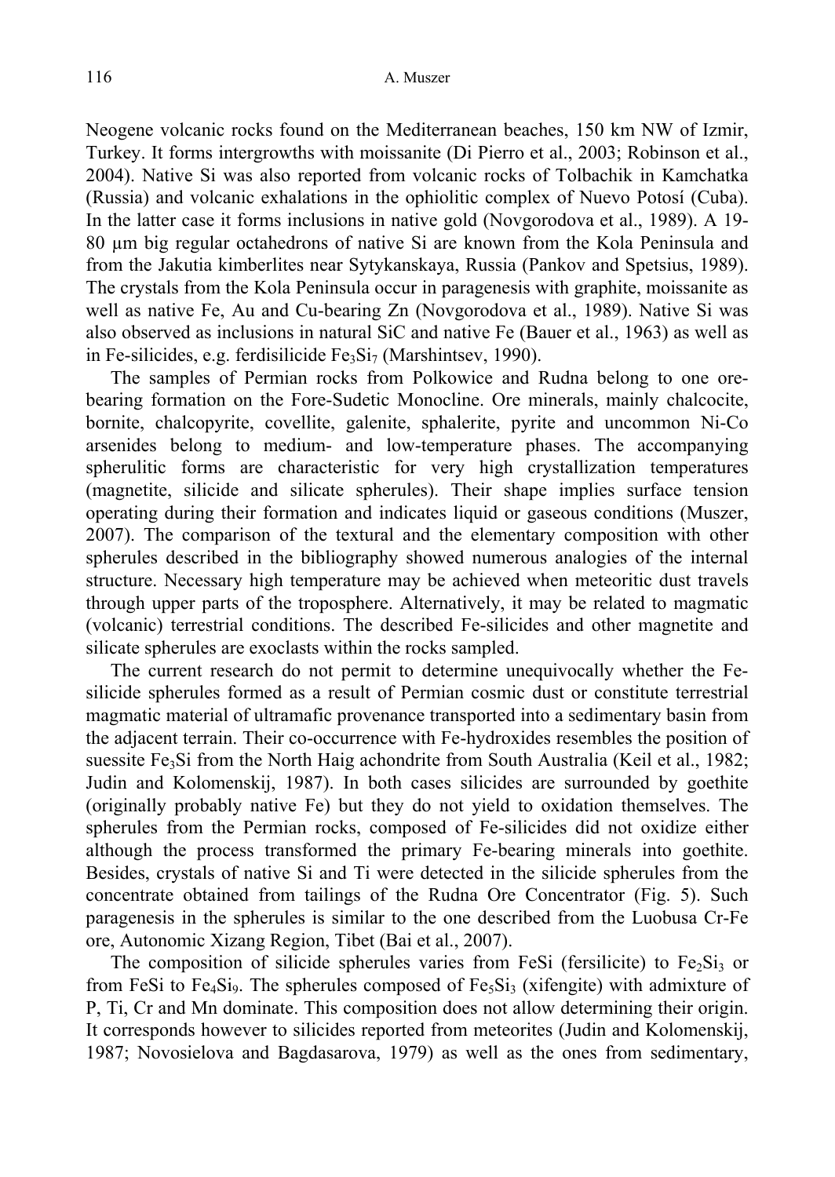Neogene volcanic rocks found on the Mediterranean beaches, 150 km NW of Izmir, Turkey. It forms intergrowths with moissanite (Di Pierro et al., 2003; Robinson et al., 2004). Native Si was also reported from volcanic rocks of Tolbachik in Kamchatka (Russia) and volcanic exhalations in the ophiolitic complex of Nuevo Potosí (Cuba). In the latter case it forms inclusions in native gold (Novgorodova et al., 1989). A 19-80 μm big regular octahedrons of native Si are known from the Kola Peninsula and from the Jakutia kimberlites near Sytykanskaya, Russia (Pankov and Spetsius, 1989). The crystals from the Kola Peninsula occur in paragenesis with graphite, moissanite as well as native Fe, Au and Cu-bearing Zn (Novgorodova et al., 1989). Native Si was also observed as inclusions in natural SiC and native Fe (Bauer et al., 1963) as well as in Fe-silicides, e.g. ferdisilicide $Fe_3Si_7$ (Marshintsev, 1990).

The samples of Permian rocks from Polkowice and Rudna belong to one ore-bearing formation on the Fore-Sudetic Monocline. Ore minerals, mainly chalcocite, bornite, chalcopyrite, covellite, galenite, sphalerite, pyrite and uncommon Ni-Co arsenides belong to medium- and low-temperature phases. The accompanying spherulitic forms are characteristic for very high crystallization temperatures (magnetite, silicide and silicate spherules). Their shape implies surface tension operating during their formation and indicates liquid or gaseous conditions (Muszer, 2007). The comparison of the textural and the elementary composition with other spherules described in the bibliography showed numerous analogies of the internal structure. Necessary high temperature may be achieved when meteoritic dust travels through upper parts of the troposphere. Alternatively, it may be related to magmatic (volcanic) terrestrial conditions. The described Fe-silicides and other magnetite and silicate spherules are exoclasts within the rocks sampled.

The current research do not permit to determine unequivocally whether the Fe-silicide spherules formed as a result of Permian cosmic dust or constitute terrestrial magmatic material of ultramafic provenance transported into a sedimentary basin from the adjacent terrain. Their co-occurrence with Fe-hydroxides resembles the position of suessite $Fe_3Si$ from the North Haig achondrite from South Australia (Keil et al., 1982; Judin and Kolomenskij, 1987). In both cases silicides are surrounded by goethite (originally probably native Fe) but they do not yield to oxidation themselves. The spherules from the Permian rocks, composed of Fe-silicides did not oxidize either although the process transformed the primary Fe-bearing minerals into goethite. Besides, crystals of native Si and Ti were detected in the silicide spherules from the concentrate obtained from tailings of the Rudna Ore Concentrator (Fig. 5). Such paragenesis in the spherules is similar to the one described from the Luobusa Cr-Fe ore, Autonomic Xizang Region, Tibet (Bai et al., 2007).

The composition of silicide spherules varies from FeSi (fersilicite) to $Fe_2Si_3$ or from FeSi to $Fe_4Si_9$. The spherules composed of $Fe_5Si_3$ (xifengite) with admixture of P, Ti, Cr and Mn dominate. This composition does not allow determining their origin. It corresponds however to silicides reported from meteorites (Judin and Kolomenskij, 1987; Novosielova and Bagdasarova, 1979) as well as the ones from sedimentary,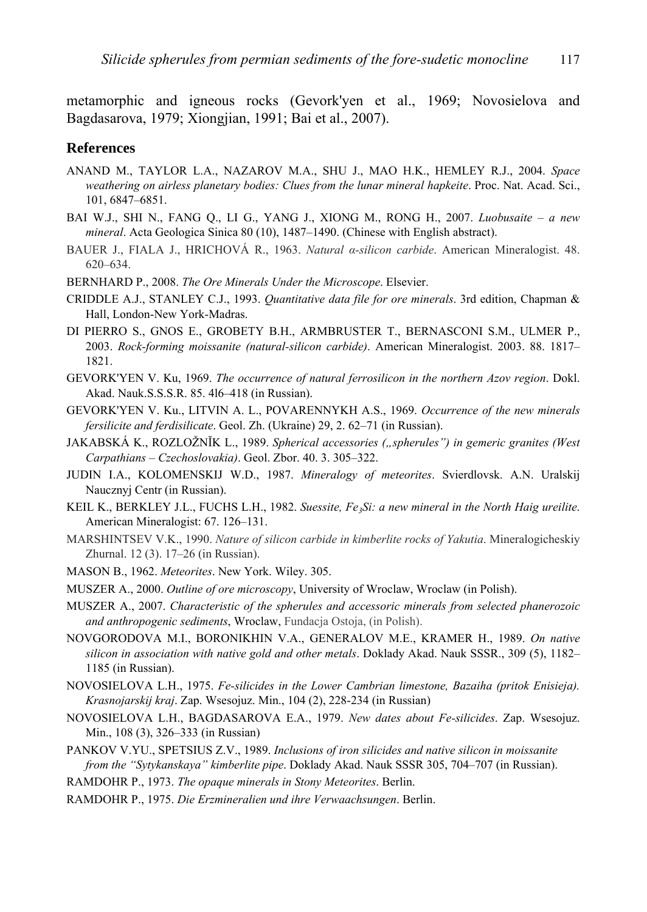metamorphic and igneous rocks (Gevork'yen et al., 1969; Novosielova and Bagdasarova, 1979; Xiongjian, 1991; Bai et al., 2007).

## References

ANAND M., TAYLOR L.A., NAZAROV M.A., SHU J., MAO H.K., HEMLEY R.J., 2004. *Space weathering on airless planetary bodies: Clues from the lunar mineral hapkeite*. Proc. Nat. Acad. Sci., 101, 6847–6851.

BAI W.J., SHI N., FANG Q., LI G., YANG J., XIONG M., RONG H., 2007. *Luobusaite – a new mineral*. Acta Geologica Sinica 80 (10), 1487–1490. (Chinese with English abstract).

BAUER J., FIALA J., HRICHOVÁ R., 1963. *Natural α-silicon carbide*. American Mineralogist. 48. 620–634.

BERNHARD P., 2008. *The Ore Minerals Under the Microscope*. Elsevier.

CRIDDLE A.J., STANLEY C.J., 1993. *Quantitative data file for ore minerals*. 3rd edition, Chapman & Hall, London-New York-Madras.

DI PIERRO S., GNOS E., GROBETY B.H., ARMBRUSTER T., BERNASCONI S.M., ULMER P., 2003. *Rock-forming moissanite (natural-silicon carbide)*. American Mineralogist. 2003. 88. 1817–1821.

GEVORK'YEN V. Ku, 1969. *The occurrence of natural ferrosilicon in the northern Azov region*. Dokl. Akad. Nauk.S.S.S.R. 85. 4l6–418 (in Russian).

GEVORK'YEN V. Ku., LITVIN A. L., POVARENNYKH A.S., 1969. *Occurrence of the new minerals fersilicite and ferdisilicate*. Geol. Zh. (Ukraine) 29, 2. 62–71 (in Russian).

JAKABSKÁ K., ROZLOŽNĬK L., 1989. *Spherical accessories („spherules") in gemeric granites (West Carpathians – Czechoslovakia)*. Geol. Zbor. 40. 3. 305–322.

JUDIN I.A., KOLOMENSKIJ W.D., 1987. *Mineralogy of meteorites*. Svierdlovsk. A.N. Uralskij Nauczny Centr (in Russian).

KEIL K., BERKLEY J.L., FUCHS L.H., 1982. *Suessite, $Fe_3Si$: a new mineral in the North Haig ureilite*. American Mineralogist: 67. 126–131.

MARSHINTSEV V.K., 1990. *Nature of silicon carbide in kimberlite rocks of Yakutia*. Mineralogicheskiy Zhurnal. 12 (3). 17–26 (in Russian).

MASON B., 1962. *Meteorites*. New York. Wiley. 305.

MUSZER A., 2000. *Outline of ore microscopy*, University of Wroclaw, Wroclaw (in Polish).

MUSZER A., 2007. *Characteristic of the spherules and accessoric minerals from selected phanerozoic and anthropogenic sediments*, Wroclaw, Fundacja Ostoja, (in Polish).

NOVGORODOVA M.I., BORONIKHIN V.A., GENERALOV M.E., KRAMER H., 1989. *On native silicon in association with native gold and other metals*. Doklady Akad. Nauk SSSR., 309 (5), 1182–1185 (in Russian).

NOVOSIELOVA L.H., 1975. *Fe-silicides in the Lower Cambrian limestone, Bazaiha (pritok Enisieja). Krasnojarskij kraj*. Zap. Wsesojuz. Min., 104 (2), 228-234 (in Russian)

NOVOSIELOVA L.H., BAGDASAROVA E.A., 1979. *New dates about Fe-silicides*. Zap. Wsesojuz. Min., 108 (3), 326–333 (in Russian)

PANKOV V.YU., SPETSIUS Z.V., 1989. *Inclusions of iron silicides and native silicon in moissanite from the "Sytykanskaya" kimberlite pipe*. Doklady Akad. Nauk SSSR 305, 704–707 (in Russian).

RAMDOHR P., 1973. *The opaque minerals in Stony Meteorites*. Berlin.

RAMDOHR P., 1975. *Die Erzmineralien und ihre Verwaachsungen*. Berlin.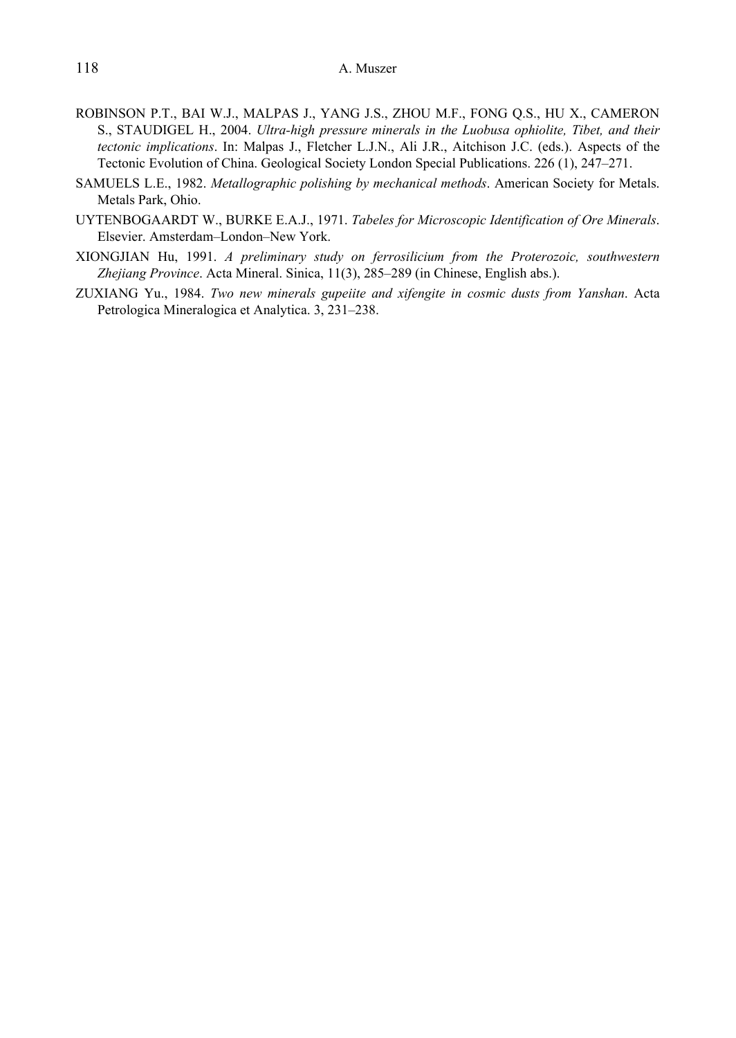ROBINSON P.T., BAI W.J., MALPAS J., YANG J.S., ZHOU M.F., FONG Q.S., HU X., CAMERON S., STAUDIGEL H., 2004. *Ultra-high pressure minerals in the Luobusa ophiolite, Tibet, and their tectonic implications*. In: Malpas J., Fletcher L.J.N., Ali J.R., Aitchison J.C. (eds.). Aspects of the Tectonic Evolution of China. Geological Society London Special Publications. 226 (1), 247–271.

SAMUELS L.E., 1982. *Metallographic polishing by mechanical methods*. American Society for Metals. Metals Park, Ohio.

UYTENBOGAARDT W., BURKE E.A.J., 1971. *Tabeles for Microscopic Identification of Ore Minerals*. Elsevier. Amsterdam–London–New York.

XIONGJIAN Hu, 1991. *A preliminary study on ferrosilicium from the Proterozoic, southwestern Zhejiang Province*. Acta Mineral. Sinica, 11(3), 285–289 (in Chinese, English abs.).

ZUXIANG Yu., 1984. *Two new minerals gupeiite and xifengite in cosmic dusts from Yanshan*. Acta Petrologica Mineralogica et Analytica. 3, 231–238.